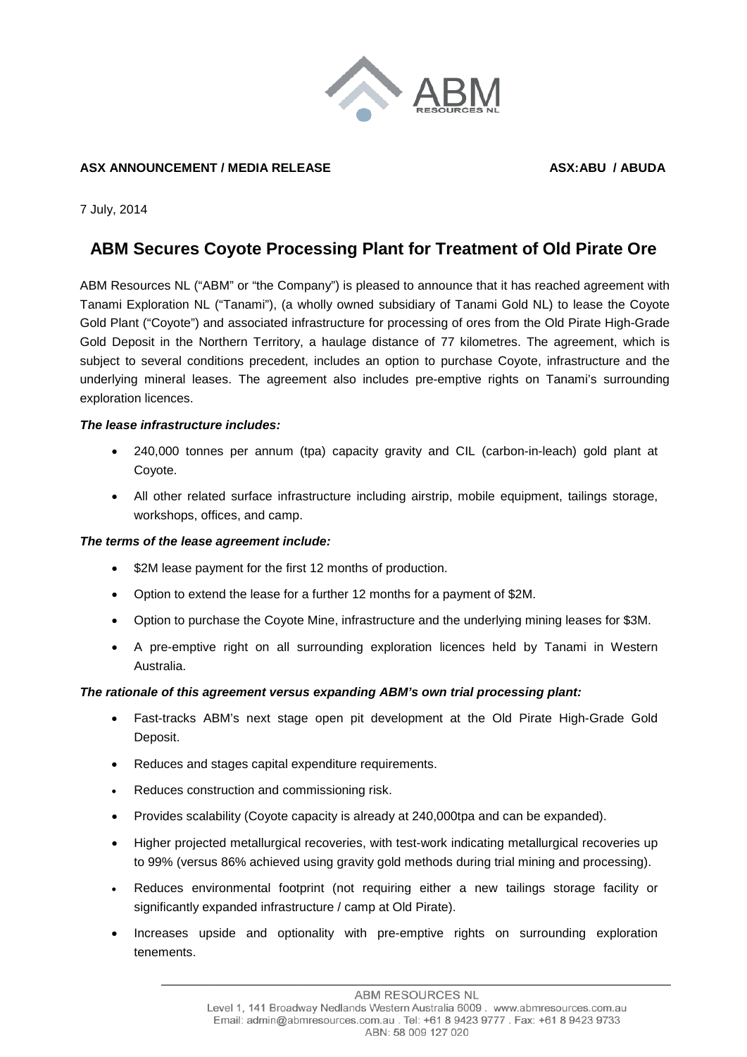**ASX ANNOUNCEMENT / MEDIA RELEASE** **ASX:ABU / ABUDA**

7 July, 2014

# ABM Secures Coyote Processing Plant for Treatment of Old Pirate Ore

ABM Resources NL ("ABM" or "the Company") is pleased to announce that it has reached agreement with Tanami Exploration NL ("Tanami"), (a wholly owned subsidiary of Tanami Gold NL) to lease the Coyote Gold Plant ("Coyote") and associated infrastructure for processing of ores from the Old Pirate High-Grade Gold Deposit in the Northern Territory, a haulage distance of 77 kilometres. The agreement, which is subject to several conditions precedent, includes an option to purchase Coyote, infrastructure and the underlying mineral leases. The agreement also includes pre-emptive rights on Tanami's surrounding exploration licences.

***The lease infrastructure includes:***

- 240,000 tonnes per annum (tpa) capacity gravity and CIL (carbon-in-leach) gold plant at Coyote.
- All other related surface infrastructure including airstrip, mobile equipment, tailings storage, workshops, offices, and camp.

***The terms of the lease agreement include:***

- $2M lease payment for the first 12 months of production.
- Option to extend the lease for a further 12 months for a payment of $2M.
- Option to purchase the Coyote Mine, infrastructure and the underlying mining leases for $3M.
- A pre-emptive right on all surrounding exploration licences held by Tanami in Western Australia.

***The rationale of this agreement versus expanding ABM's own trial processing plant:***

- Fast-tracks ABM's next stage open pit development at the Old Pirate High-Grade Gold Deposit.
- Reduces and stages capital expenditure requirements.
- Reduces construction and commissioning risk.
- Provides scalability (Coyote capacity is already at 240,000tpa and can be expanded).
- Higher projected metallurgical recoveries, with test-work indicating metallurgical recoveries up to 99% (versus 86% achieved using gravity gold methods during trial mining and processing).
- Reduces environmental footprint (not requiring either a new tailings storage facility or significantly expanded infrastructure / camp at Old Pirate).
- Increases upside and optionality with pre-emptive rights on surrounding exploration tenements.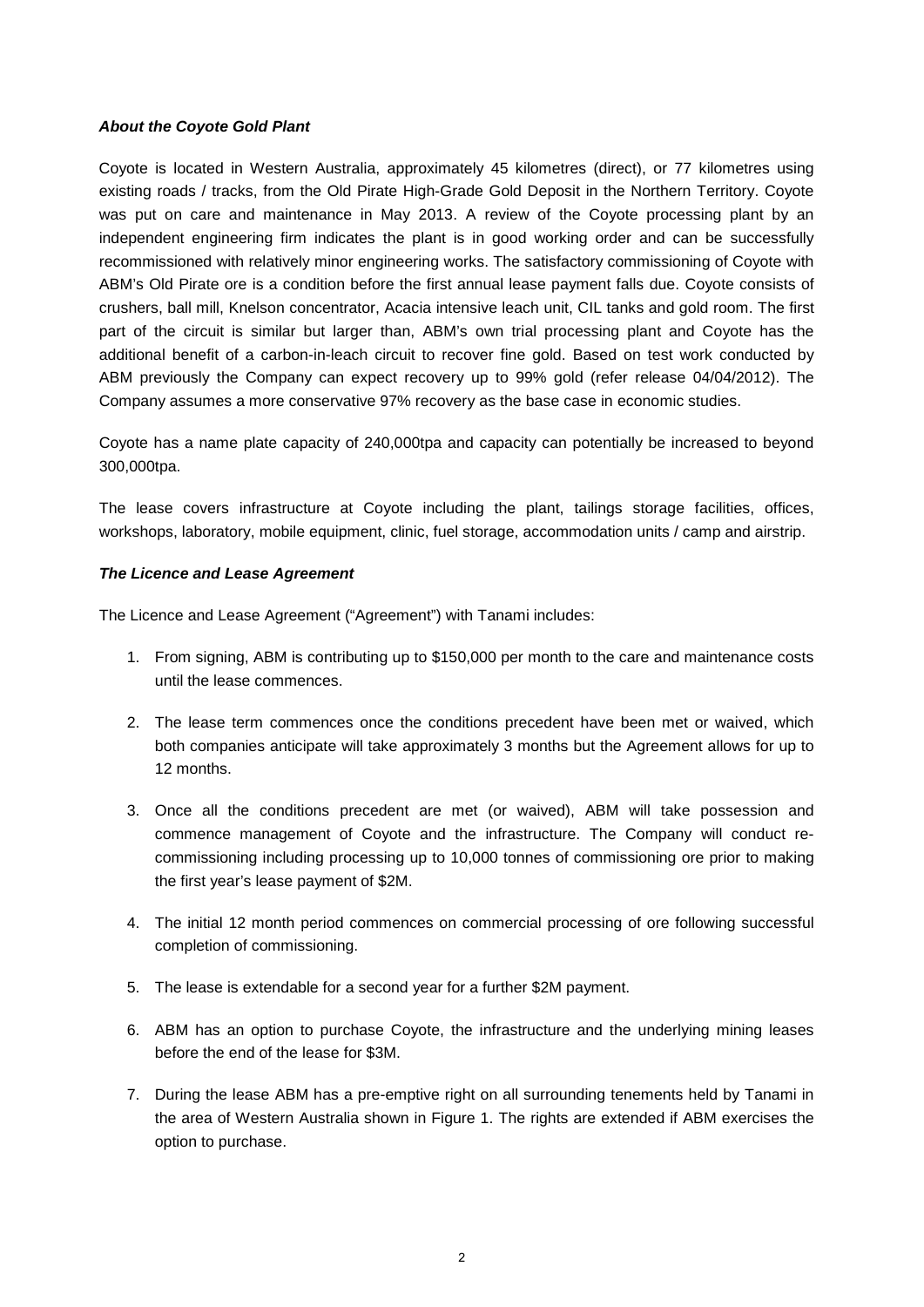### *About the Coyote Gold Plant*

Coyote is located in Western Australia, approximately 45 kilometres (direct), or 77 kilometres using existing roads / tracks, from the Old Pirate High-Grade Gold Deposit in the Northern Territory. Coyote was put on care and maintenance in May 2013. A review of the Coyote processing plant by an independent engineering firm indicates the plant is in good working order and can be successfully recommissioned with relatively minor engineering works. The satisfactory commissioning of Coyote with ABM's Old Pirate ore is a condition before the first annual lease payment falls due. Coyote consists of crushers, ball mill, Knelson concentrator, Acacia intensive leach unit, CIL tanks and gold room. The first part of the circuit is similar but larger than, ABM's own trial processing plant and Coyote has the additional benefit of a carbon-in-leach circuit to recover fine gold. Based on test work conducted by ABM previously the Company can expect recovery up to 99% gold (refer release 04/04/2012). The Company assumes a more conservative 97% recovery as the base case in economic studies.

Coyote has a name plate capacity of 240,000tpa and capacity can potentially be increased to beyond 300,000tpa.

The lease covers infrastructure at Coyote including the plant, tailings storage facilities, offices, workshops, laboratory, mobile equipment, clinic, fuel storage, accommodation units / camp and airstrip.

### *The Licence and Lease Agreement*

The Licence and Lease Agreement ("Agreement") with Tanami includes:

1. From signing, ABM is contributing up to \$150,000 per month to the care and maintenance costs until the lease commences.
2. The lease term commences once the conditions precedent have been met or waived, which both companies anticipate will take approximately 3 months but the Agreement allows for up to 12 months.
3. Once all the conditions precedent are met (or waived), ABM will take possession and commence management of Coyote and the infrastructure. The Company will conduct re-commissioning including processing up to 10,000 tonnes of commissioning ore prior to making the first year's lease payment of \$2M.
4. The initial 12 month period commences on commercial processing of ore following successful completion of commissioning.
5. The lease is extendable for a second year for a further \$2M payment.
6. ABM has an option to purchase Coyote, the infrastructure and the underlying mining leases before the end of the lease for \$3M.
7. During the lease ABM has a pre-emptive right on all surrounding tenements held by Tanami in the area of Western Australia shown in Figure 1. The rights are extended if ABM exercises the option to purchase.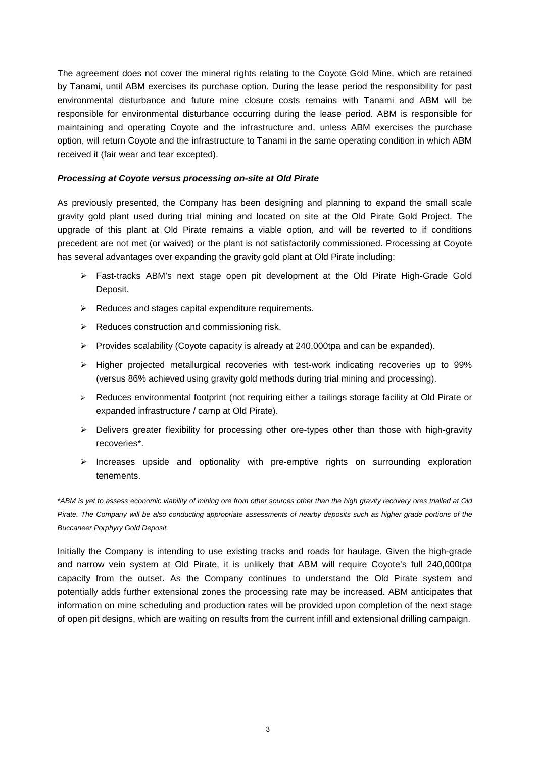The agreement does not cover the mineral rights relating to the Coyote Gold Mine, which are retained by Tanami, until ABM exercises its purchase option. During the lease period the responsibility for past environmental disturbance and future mine closure costs remains with Tanami and ABM will be responsible for environmental disturbance occurring during the lease period. ABM is responsible for maintaining and operating Coyote and the infrastructure and, unless ABM exercises the purchase option, will return Coyote and the infrastructure to Tanami in the same operating condition in which ABM received it (fair wear and tear excepted).

***Processing at Coyote versus processing on-site at Old Pirate***

As previously presented, the Company has been designing and planning to expand the small scale gravity gold plant used during trial mining and located on site at the Old Pirate Gold Project. The upgrade of this plant at Old Pirate remains a viable option, and will be reverted to if conditions precedent are not met (or waived) or the plant is not satisfactorily commissioned. Processing at Coyote has several advantages over expanding the gravity gold plant at Old Pirate including:

- Fast-tracks ABM's next stage open pit development at the Old Pirate High-Grade Gold Deposit.
- Reduces and stages capital expenditure requirements.
- Reduces construction and commissioning risk.
- Provides scalability (Coyote capacity is already at 240,000tpa and can be expanded).
- Higher projected metallurgical recoveries with test-work indicating recoveries up to 99% (versus 86% achieved using gravity gold methods during trial mining and processing).
- Reduces environmental footprint (not requiring either a tailings storage facility at Old Pirate or expanded infrastructure / camp at Old Pirate).
- Delivers greater flexibility for processing other ore-types other than those with high-gravity recoveries*.
- Increases upside and optionality with pre-emptive rights on surrounding exploration tenements.

*\*ABM is yet to assess economic viability of mining ore from other sources other than the high gravity recovery ores trialled at Old Pirate. The Company will be also conducting appropriate assessments of nearby deposits such as higher grade portions of the Buccaneer Porphyry Gold Deposit.*

Initially the Company is intending to use existing tracks and roads for haulage. Given the high-grade and narrow vein system at Old Pirate, it is unlikely that ABM will require Coyote's full 240,000tpa capacity from the outset. As the Company continues to understand the Old Pirate system and potentially adds further extensional zones the processing rate may be increased. ABM anticipates that information on mine scheduling and production rates will be provided upon completion of the next stage of open pit designs, which are waiting on results from the current infill and extensional drilling campaign.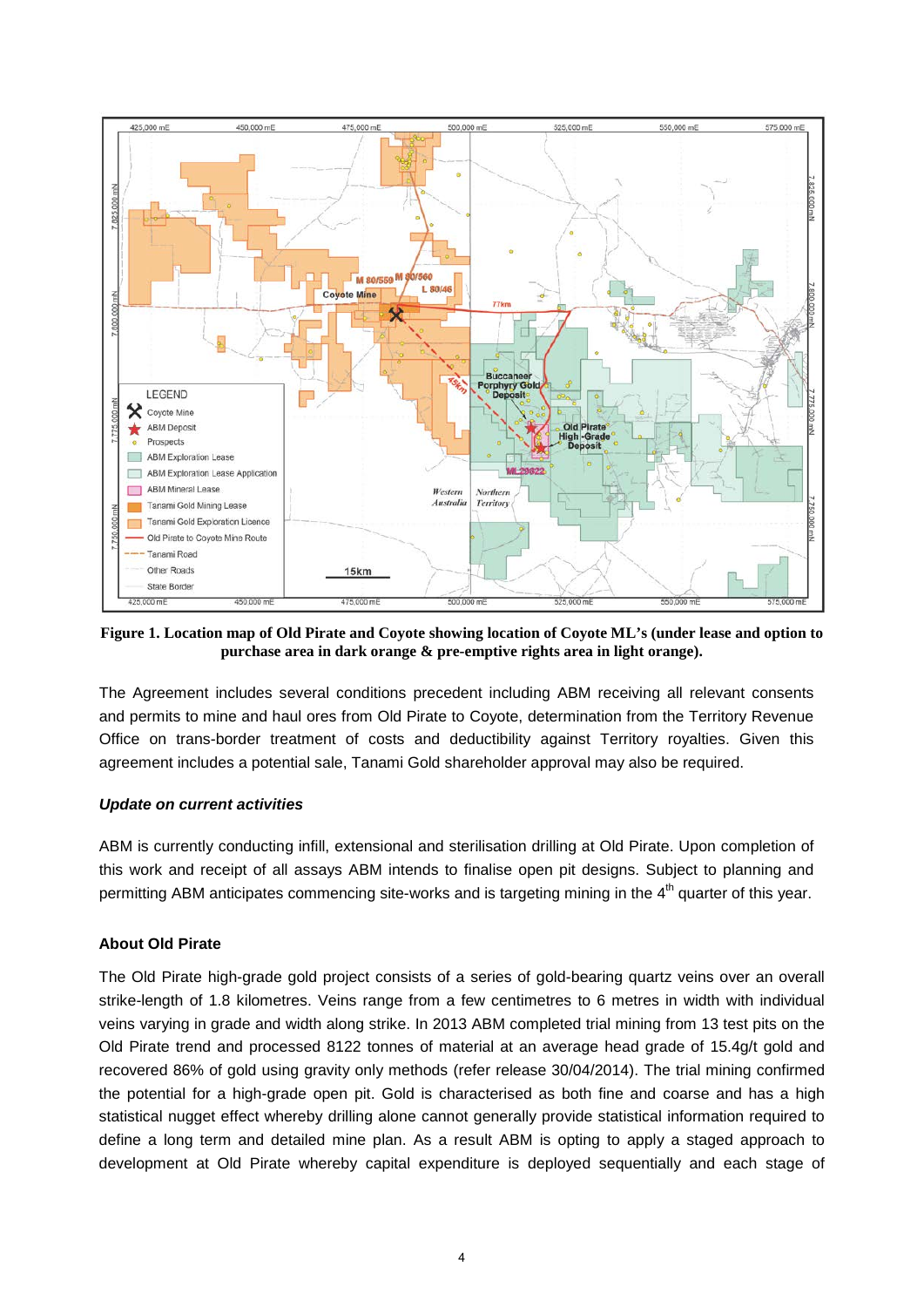**Figure 1. Location map of Old Pirate and Coyote showing location of Coyote ML's (under lease and option to purchase area in dark orange & pre-emptive rights area in light orange).**

The Agreement includes several conditions precedent including ABM receiving all relevant consents and permits to mine and haul ores from Old Pirate to Coyote, determination from the Territory Revenue Office on trans-border treatment of costs and deductibility against Territory royalties. Given this agreement includes a potential sale, Tanami Gold shareholder approval may also be required.

***Update on current activities***

ABM is currently conducting infill, extensional and sterilisation drilling at Old Pirate. Upon completion of this work and receipt of all assays ABM intends to finalise open pit designs. Subject to planning and permitting ABM anticipates commencing site-works and is targeting mining in the 4th quarter of this year.

**About Old Pirate**

The Old Pirate high-grade gold project consists of a series of gold-bearing quartz veins over an overall strike-length of 1.8 kilometres. Veins range from a few centimetres to 6 metres in width with individual veins varying in grade and width along strike. In 2013 ABM completed trial mining from 13 test pits on the Old Pirate trend and processed 8122 tonnes of material at an average head grade of 15.4g/t gold and recovered 86% of gold using gravity only methods (refer release 30/04/2014). The trial mining confirmed the potential for a high-grade open pit. Gold is characterised as both fine and coarse and has a high statistical nugget effect whereby drilling alone cannot generally provide statistical information required to define a long term and detailed mine plan. As a result ABM is opting to apply a staged approach to development at Old Pirate whereby capital expenditure is deployed sequentially and each stage of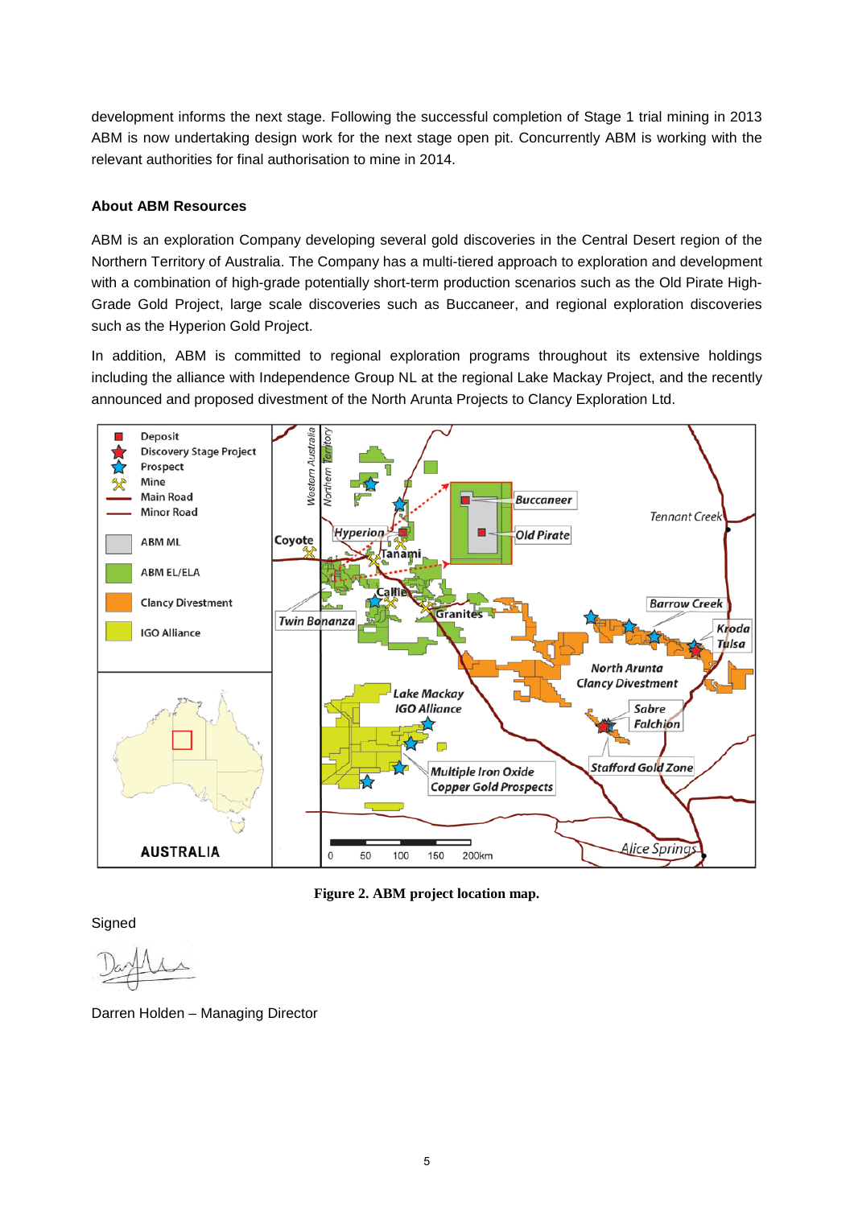development informs the next stage. Following the successful completion of Stage 1 trial mining in 2013 ABM is now undertaking design work for the next stage open pit. Concurrently ABM is working with the relevant authorities for final authorisation to mine in 2014.

**About ABM Resources**

ABM is an exploration Company developing several gold discoveries in the Central Desert region of the Northern Territory of Australia. The Company has a multi-tiered approach to exploration and development with a combination of high-grade potentially short-term production scenarios such as the Old Pirate High-Grade Gold Project, large scale discoveries such as Buccaneer, and regional exploration discoveries such as the Hyperion Gold Project.

In addition, ABM is committed to regional exploration programs throughout its extensive holdings including the alliance with Independence Group NL at the regional Lake Mackay Project, and the recently announced and proposed divestment of the North Arunta Projects to Clancy Exploration Ltd.

**Figure 2. ABM project location map.**

Signed

Darren Holden – Managing Director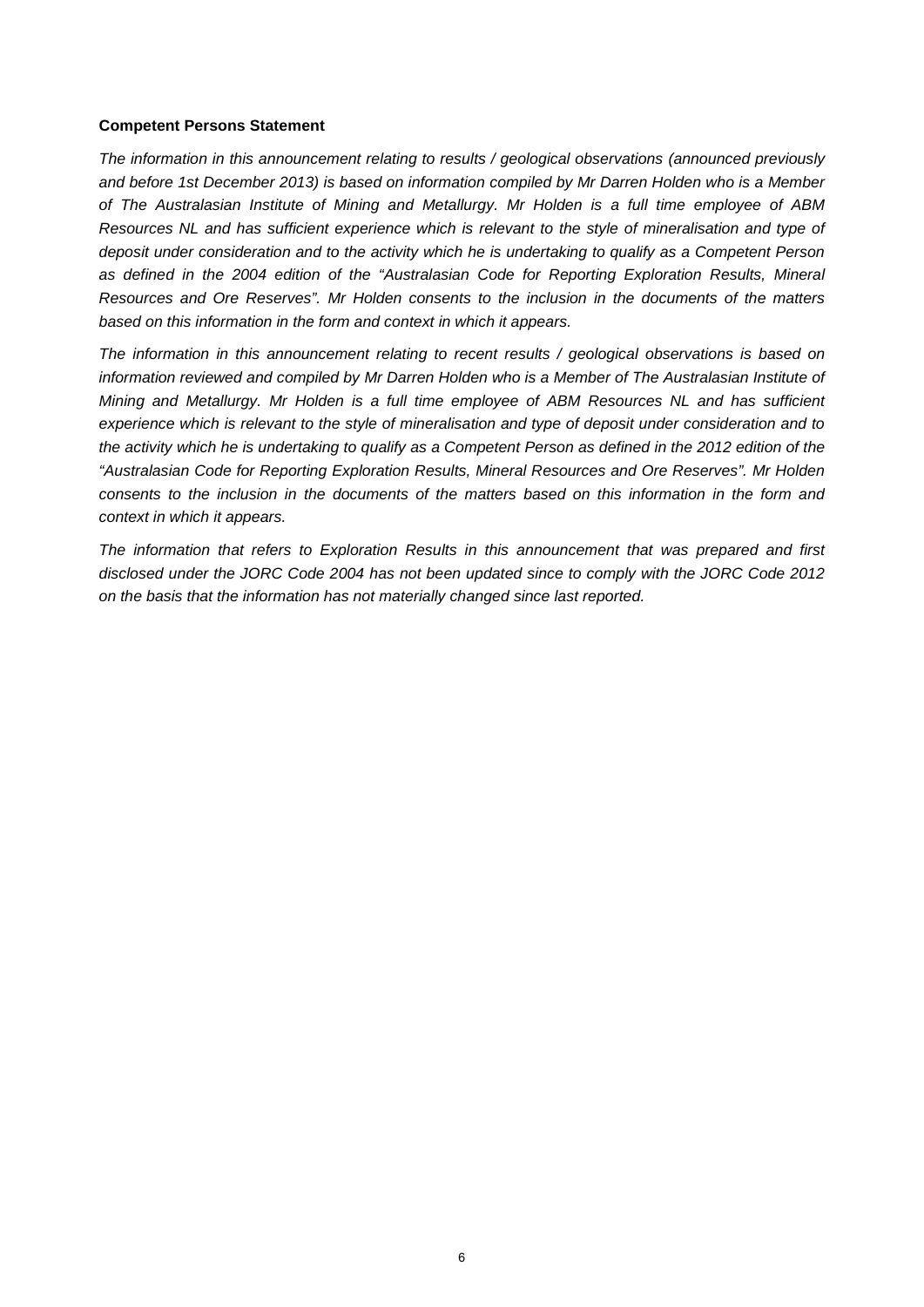**Competent Persons Statement**

*The information in this announcement relating to results / geological observations (announced previously and before 1st December 2013) is based on information compiled by Mr Darren Holden who is a Member of The Australasian Institute of Mining and Metallurgy. Mr Holden is a full time employee of ABM Resources NL and has sufficient experience which is relevant to the style of mineralisation and type of deposit under consideration and to the activity which he is undertaking to qualify as a Competent Person as defined in the 2004 edition of the "Australasian Code for Reporting Exploration Results, Mineral Resources and Ore Reserves". Mr Holden consents to the inclusion in the documents of the matters based on this information in the form and context in which it appears.*

*The information in this announcement relating to recent results / geological observations is based on information reviewed and compiled by Mr Darren Holden who is a Member of The Australasian Institute of Mining and Metallurgy. Mr Holden is a full time employee of ABM Resources NL and has sufficient experience which is relevant to the style of mineralisation and type of deposit under consideration and to the activity which he is undertaking to qualify as a Competent Person as defined in the 2012 edition of the "Australasian Code for Reporting Exploration Results, Mineral Resources and Ore Reserves". Mr Holden consents to the inclusion in the documents of the matters based on this information in the form and context in which it appears.*

*The information that refers to Exploration Results in this announcement that was prepared and first disclosed under the JORC Code 2004 has not been updated since to comply with the JORC Code 2012 on the basis that the information has not materially changed since last reported.*